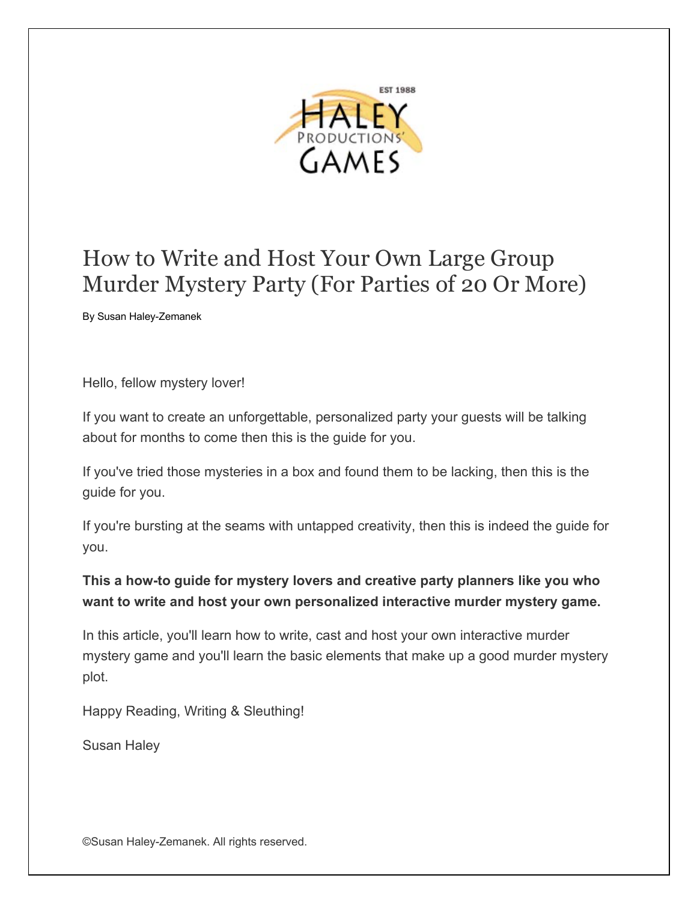EST 1988

HALEY PRODUCTIONS' GAMES

# How to Write and Host Your Own Large Group Murder Mystery Party (For Parties of 20 Or More)

By Susan Haley-Zemanek

Hello, fellow mystery lover!

If you want to create an unforgettable, personalized party your guests will be talking about for months to come then this is the guide for you.

If you've tried those mysteries in a box and found them to be lacking, then this is the guide for you.

If you're bursting at the seams with untapped creativity, then this is indeed the guide for you.

**This a how-to guide for mystery lovers and creative party planners like you who want to write and host your own personalized interactive murder mystery game.**

In this article, you'll learn how to write, cast and host your own interactive murder mystery game and you'll learn the basic elements that make up a good murder mystery plot.

Happy Reading, Writing & Sleuthing!

Susan Haley

©Susan Haley-Zemanek. All rights reserved.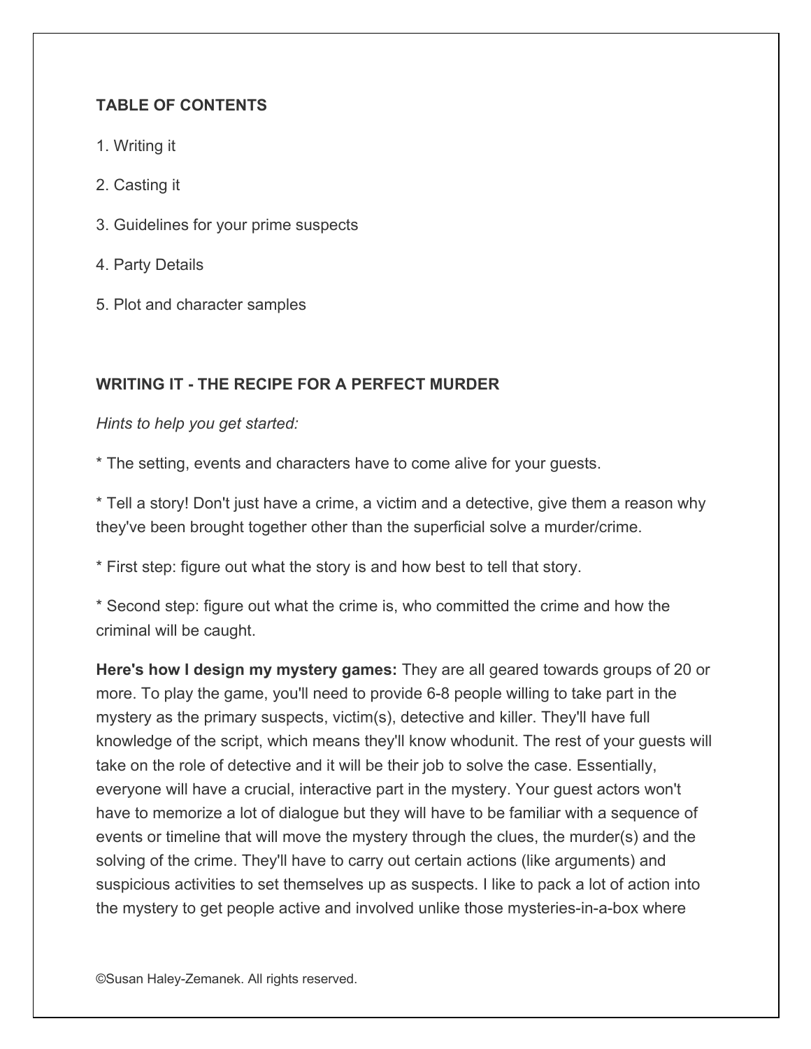**TABLE OF CONTENTS**

1. Writing it
2. Casting it
3. Guidelines for your prime suspects
4. Party Details
5. Plot and character samples

**WRITING IT - THE RECIPE FOR A PERFECT MURDER**

*Hints to help you get started:*

* The setting, events and characters have to come alive for your guests.

* Tell a story! Don't just have a crime, a victim and a detective, give them a reason why they've been brought together other than the superficial solve a murder/crime.

* First step: figure out what the story is and how best to tell that story.

* Second step: figure out what the crime is, who committed the crime and how the criminal will be caught.

**Here's how I design my mystery games:** They are all geared towards groups of 20 or more. To play the game, you'll need to provide 6-8 people willing to take part in the mystery as the primary suspects, victim(s), detective and killer. They'll have full knowledge of the script, which means they'll know whodunit. The rest of your guests will take on the role of detective and it will be their job to solve the case. Essentially, everyone will have a crucial, interactive part in the mystery. Your guest actors won't have to memorize a lot of dialogue but they will have to be familiar with a sequence of events or timeline that will move the mystery through the clues, the murder(s) and the solving of the crime. They'll have to carry out certain actions (like arguments) and suspicious activities to set themselves up as suspects. I like to pack a lot of action into the mystery to get people active and involved unlike those mysteries-in-a-box where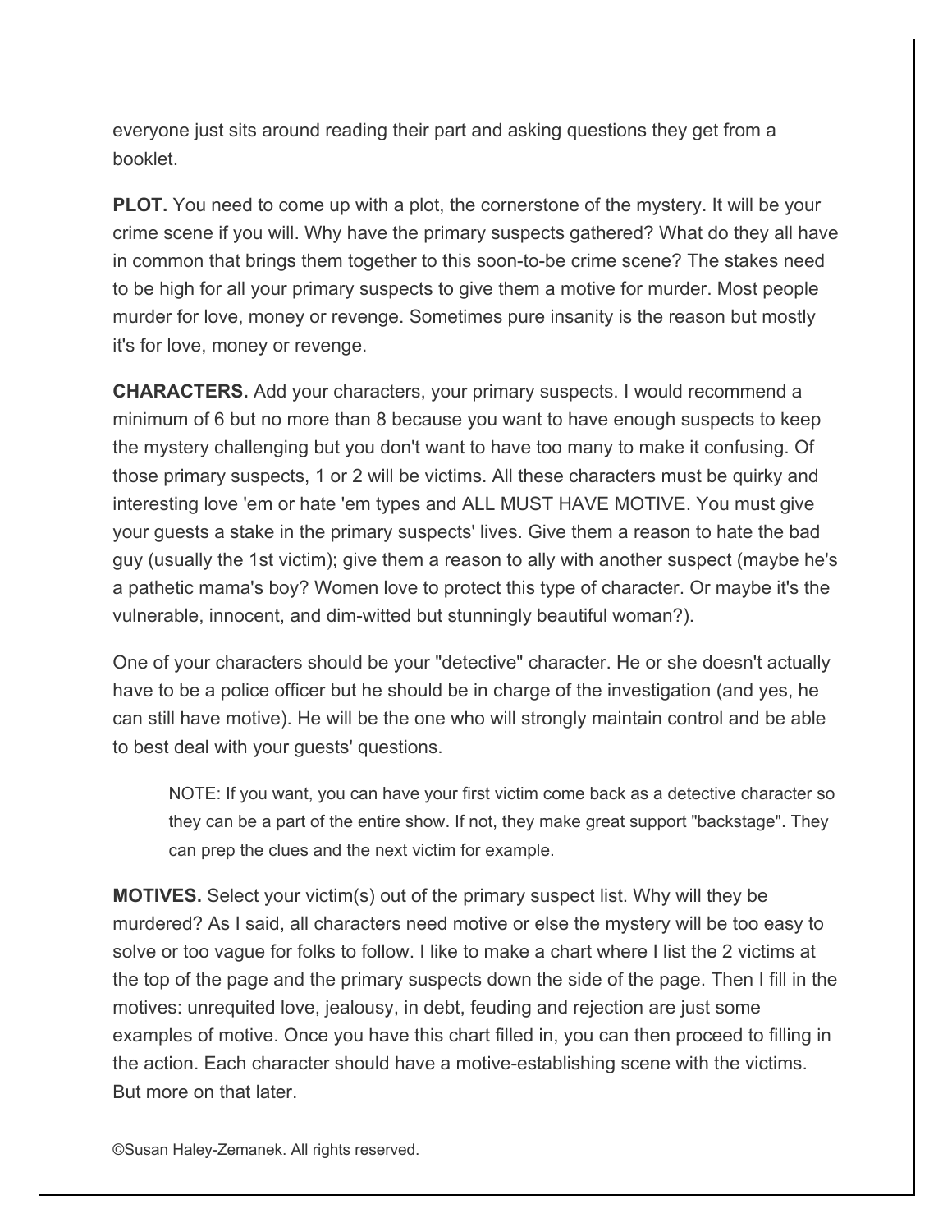everyone just sits around reading their part and asking questions they get from a booklet.

**PLOT.** You need to come up with a plot, the cornerstone of the mystery. It will be your crime scene if you will. Why have the primary suspects gathered? What do they all have in common that brings them together to this soon-to-be crime scene? The stakes need to be high for all your primary suspects to give them a motive for murder. Most people murder for love, money or revenge. Sometimes pure insanity is the reason but mostly it's for love, money or revenge.

**CHARACTERS.** Add your characters, your primary suspects. I would recommend a minimum of 6 but no more than 8 because you want to have enough suspects to keep the mystery challenging but you don't want to have too many to make it confusing. Of those primary suspects, 1 or 2 will be victims. All these characters must be quirky and interesting love 'em or hate 'em types and ALL MUST HAVE MOTIVE. You must give your guests a stake in the primary suspects' lives. Give them a reason to hate the bad guy (usually the 1st victim); give them a reason to ally with another suspect (maybe he's a pathetic mama's boy? Women love to protect this type of character. Or maybe it's the vulnerable, innocent, and dim-witted but stunningly beautiful woman?).

One of your characters should be your "detective" character. He or she doesn't actually have to be a police officer but he should be in charge of the investigation (and yes, he can still have motive). He will be the one who will strongly maintain control and be able to best deal with your guests' questions.

> NOTE: If you want, you can have your first victim come back as a detective character so they can be a part of the entire show. If not, they make great support "backstage". They can prep the clues and the next victim for example.

**MOTIVES.** Select your victim(s) out of the primary suspect list. Why will they be murdered? As I said, all characters need motive or else the mystery will be too easy to solve or too vague for folks to follow. I like to make a chart where I list the 2 victims at the top of the page and the primary suspects down the side of the page. Then I fill in the motives: unrequited love, jealousy, in debt, feuding and rejection are just some examples of motive. Once you have this chart filled in, you can then proceed to filling in the action. Each character should have a motive-establishing scene with the victims. But more on that later.

©Susan Haley-Zemanek. All rights reserved.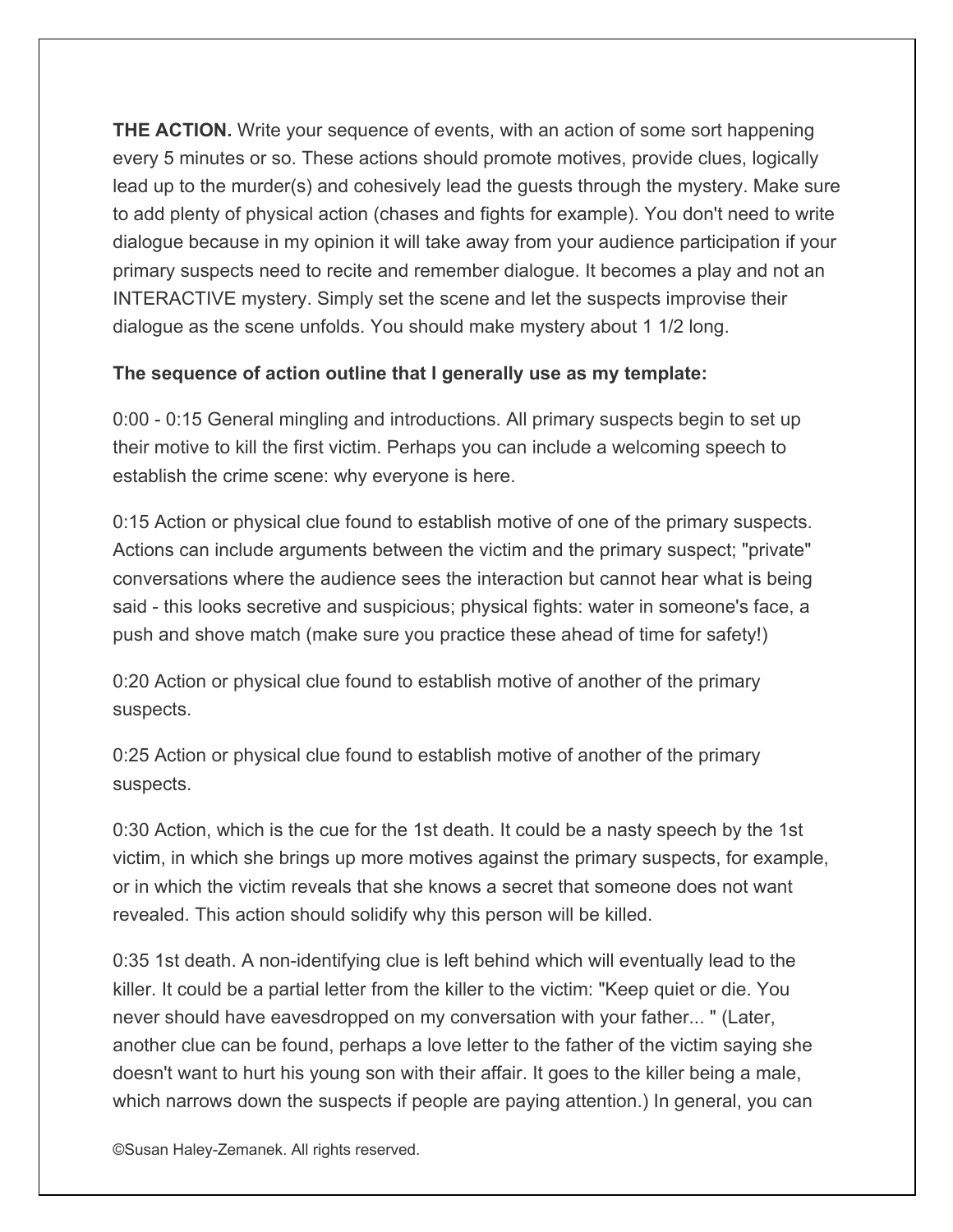**THE ACTION.** Write your sequence of events, with an action of some sort happening every 5 minutes or so. These actions should promote motives, provide clues, logically lead up to the murder(s) and cohesively lead the guests through the mystery. Make sure to add plenty of physical action (chases and fights for example). You don't need to write dialogue because in my opinion it will take away from your audience participation if your primary suspects need to recite and remember dialogue. It becomes a play and not an INTERACTIVE mystery. Simply set the scene and let the suspects improvise their dialogue as the scene unfolds. You should make mystery about 1 1/2 long.

**The sequence of action outline that I generally use as my template:**

0:00 - 0:15 General mingling and introductions. All primary suspects begin to set up their motive to kill the first victim. Perhaps you can include a welcoming speech to establish the crime scene: why everyone is here.

0:15 Action or physical clue found to establish motive of one of the primary suspects. Actions can include arguments between the victim and the primary suspect; "private" conversations where the audience sees the interaction but cannot hear what is being said - this looks secretive and suspicious; physical fights: water in someone's face, a push and shove match (make sure you practice these ahead of time for safety!)

0:20 Action or physical clue found to establish motive of another of the primary suspects.

0:25 Action or physical clue found to establish motive of another of the primary suspects.

0:30 Action, which is the cue for the 1st death. It could be a nasty speech by the 1st victim, in which she brings up more motives against the primary suspects, for example, or in which the victim reveals that she knows a secret that someone does not want revealed. This action should solidify why this person will be killed.

0:35 1st death. A non-identifying clue is left behind which will eventually lead to the killer. It could be a partial letter from the killer to the victim: "Keep quiet or die. You never should have eavesdropped on my conversation with your father... " (Later, another clue can be found, perhaps a love letter to the father of the victim saying she doesn't want to hurt his young son with their affair. It goes to the killer being a male, which narrows down the suspects if people are paying attention.) In general, you can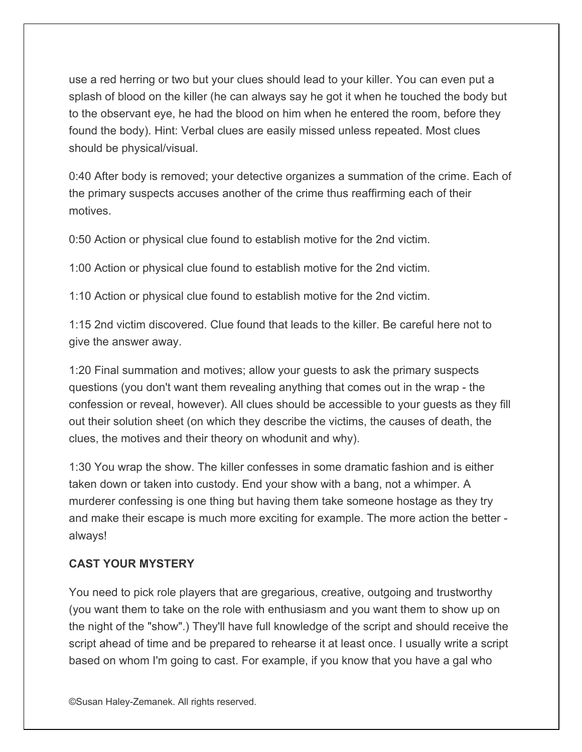use a red herring or two but your clues should lead to your killer. You can even put a splash of blood on the killer (he can always say he got it when he touched the body but to the observant eye, he had the blood on him when he entered the room, before they found the body). Hint: Verbal clues are easily missed unless repeated. Most clues should be physical/visual.

0:40 After body is removed; your detective organizes a summation of the crime. Each of the primary suspects accuses another of the crime thus reaffirming each of their motives.

0:50 Action or physical clue found to establish motive for the 2nd victim.

1:00 Action or physical clue found to establish motive for the 2nd victim.

1:10 Action or physical clue found to establish motive for the 2nd victim.

1:15 2nd victim discovered. Clue found that leads to the killer. Be careful here not to give the answer away.

1:20 Final summation and motives; allow your guests to ask the primary suspects questions (you don't want them revealing anything that comes out in the wrap - the confession or reveal, however). All clues should be accessible to your guests as they fill out their solution sheet (on which they describe the victims, the causes of death, the clues, the motives and their theory on whodunit and why).

1:30 You wrap the show. The killer confesses in some dramatic fashion and is either taken down or taken into custody. End your show with a bang, not a whimper. A murderer confessing is one thing but having them take someone hostage as they try and make their escape is much more exciting for example. The more action the better - always!

**CAST YOUR MYSTERY**

You need to pick role players that are gregarious, creative, outgoing and trustworthy (you want them to take on the role with enthusiasm and you want them to show up on the night of the "show".) They'll have full knowledge of the script and should receive the script ahead of time and be prepared to rehearse it at least once. I usually write a script based on whom I'm going to cast. For example, if you know that you have a gal who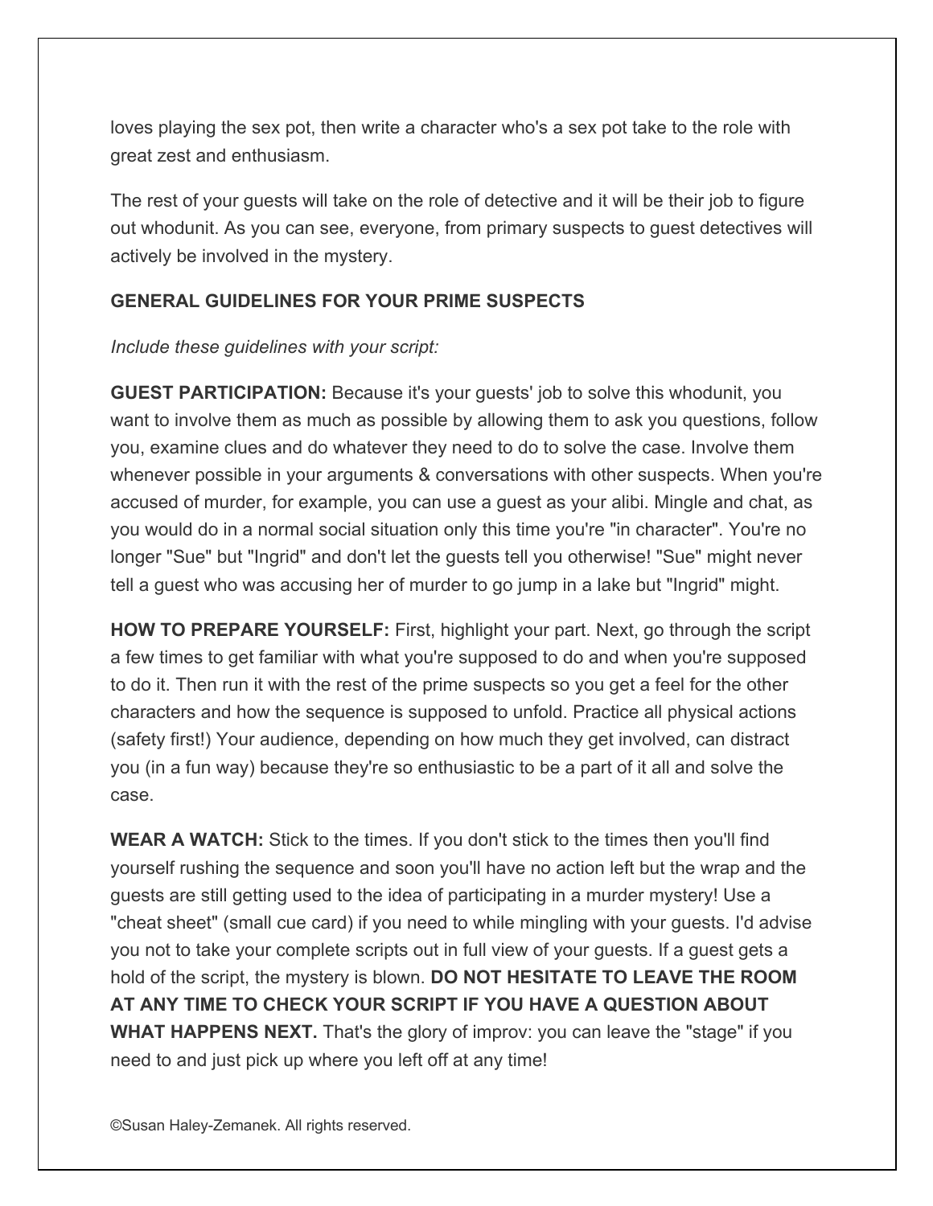loves playing the sex pot, then write a character who's a sex pot take to the role with great zest and enthusiasm.

The rest of your guests will take on the role of detective and it will be their job to figure out whodunit. As you can see, everyone, from primary suspects to guest detectives will actively be involved in the mystery.

**GENERAL GUIDELINES FOR YOUR PRIME SUSPECTS**

*Include these guidelines with your script:*

**GUEST PARTICIPATION:** Because it's your guests' job to solve this whodunit, you want to involve them as much as possible by allowing them to ask you questions, follow you, examine clues and do whatever they need to do to solve the case. Involve them whenever possible in your arguments & conversations with other suspects. When you're accused of murder, for example, you can use a guest as your alibi. Mingle and chat, as you would do in a normal social situation only this time you're "in character". You're no longer "Sue" but "Ingrid" and don't let the guests tell you otherwise! "Sue" might never tell a guest who was accusing her of murder to go jump in a lake but "Ingrid" might.

**HOW TO PREPARE YOURSELF:** First, highlight your part. Next, go through the script a few times to get familiar with what you're supposed to do and when you're supposed to do it. Then run it with the rest of the prime suspects so you get a feel for the other characters and how the sequence is supposed to unfold. Practice all physical actions (safety first!) Your audience, depending on how much they get involved, can distract you (in a fun way) because they're so enthusiastic to be a part of it all and solve the case.

**WEAR A WATCH:** Stick to the times. If you don't stick to the times then you'll find yourself rushing the sequence and soon you'll have no action left but the wrap and the guests are still getting used to the idea of participating in a murder mystery! Use a "cheat sheet" (small cue card) if you need to while mingling with your guests. I'd advise you not to take your complete scripts out in full view of your guests. If a guest gets a hold of the script, the mystery is blown. **DO NOT HESITATE TO LEAVE THE ROOM AT ANY TIME TO CHECK YOUR SCRIPT IF YOU HAVE A QUESTION ABOUT WHAT HAPPENS NEXT.** That's the glory of improv: you can leave the "stage" if you need to and just pick up where you left off at any time!

©Susan Haley-Zemanek. All rights reserved.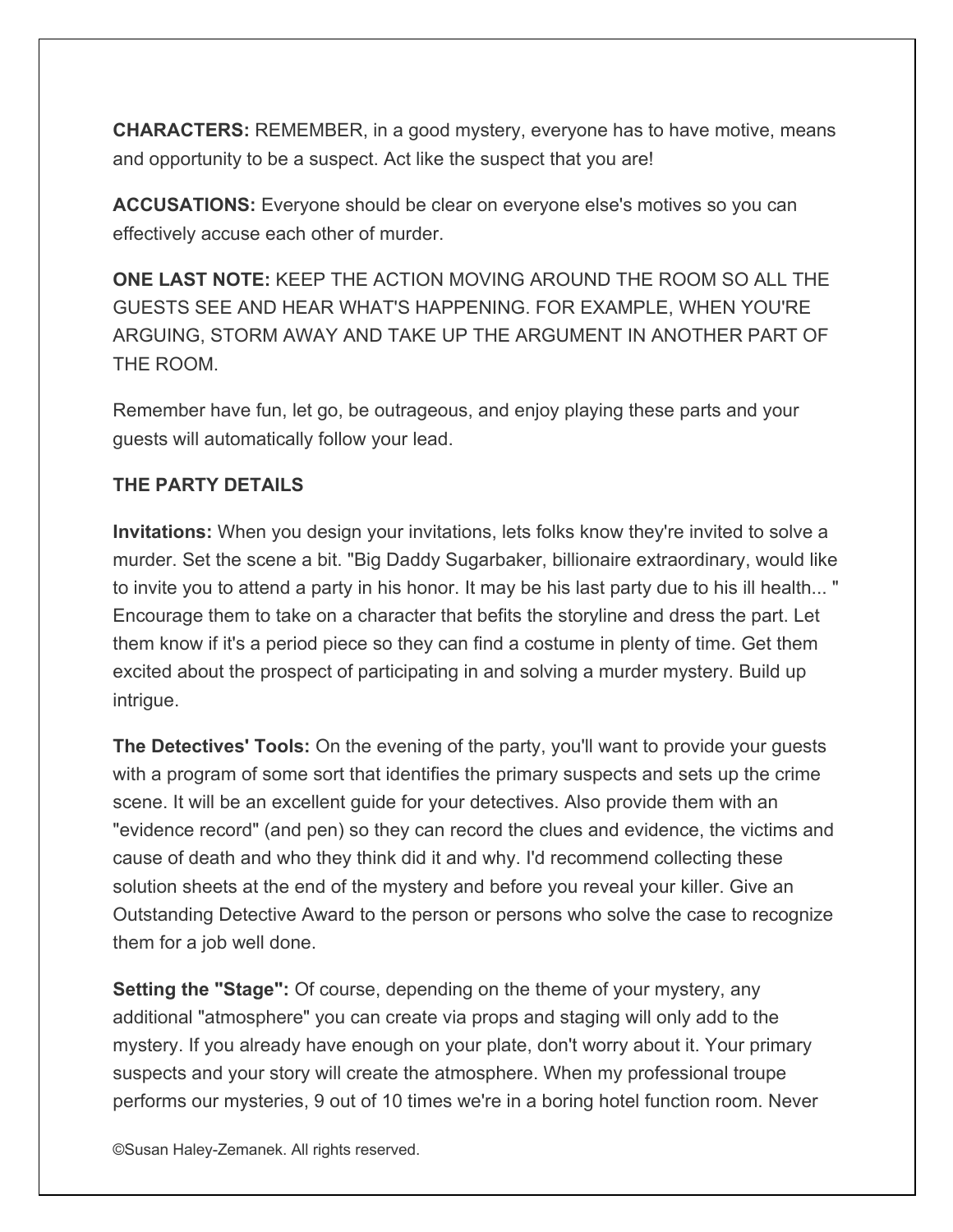**CHARACTERS:** REMEMBER, in a good mystery, everyone has to have motive, means and opportunity to be a suspect. Act like the suspect that you are!

**ACCUSATIONS:** Everyone should be clear on everyone else's motives so you can effectively accuse each other of murder.

**ONE LAST NOTE:** KEEP THE ACTION MOVING AROUND THE ROOM SO ALL THE GUESTS SEE AND HEAR WHAT'S HAPPENING. FOR EXAMPLE, WHEN YOU'RE ARGUING, STORM AWAY AND TAKE UP THE ARGUMENT IN ANOTHER PART OF THE ROOM.

Remember have fun, let go, be outrageous, and enjoy playing these parts and your guests will automatically follow your lead.

**THE PARTY DETAILS**

**Invitations:** When you design your invitations, lets folks know they're invited to solve a murder. Set the scene a bit. "Big Daddy Sugarbaker, billionaire extraordinary, would like to invite you to attend a party in his honor. It may be his last party due to his ill health... " Encourage them to take on a character that befits the storyline and dress the part. Let them know if it's a period piece so they can find a costume in plenty of time. Get them excited about the prospect of participating in and solving a murder mystery. Build up intrigue.

**The Detectives' Tools:** On the evening of the party, you'll want to provide your guests with a program of some sort that identifies the primary suspects and sets up the crime scene. It will be an excellent guide for your detectives. Also provide them with an "evidence record" (and pen) so they can record the clues and evidence, the victims and cause of death and who they think did it and why. I'd recommend collecting these solution sheets at the end of the mystery and before you reveal your killer. Give an Outstanding Detective Award to the person or persons who solve the case to recognize them for a job well done.

**Setting the "Stage":** Of course, depending on the theme of your mystery, any additional "atmosphere" you can create via props and staging will only add to the mystery. If you already have enough on your plate, don't worry about it. Your primary suspects and your story will create the atmosphere. When my professional troupe performs our mysteries, 9 out of 10 times we're in a boring hotel function room. Never

©Susan Haley-Zemanek. All rights reserved.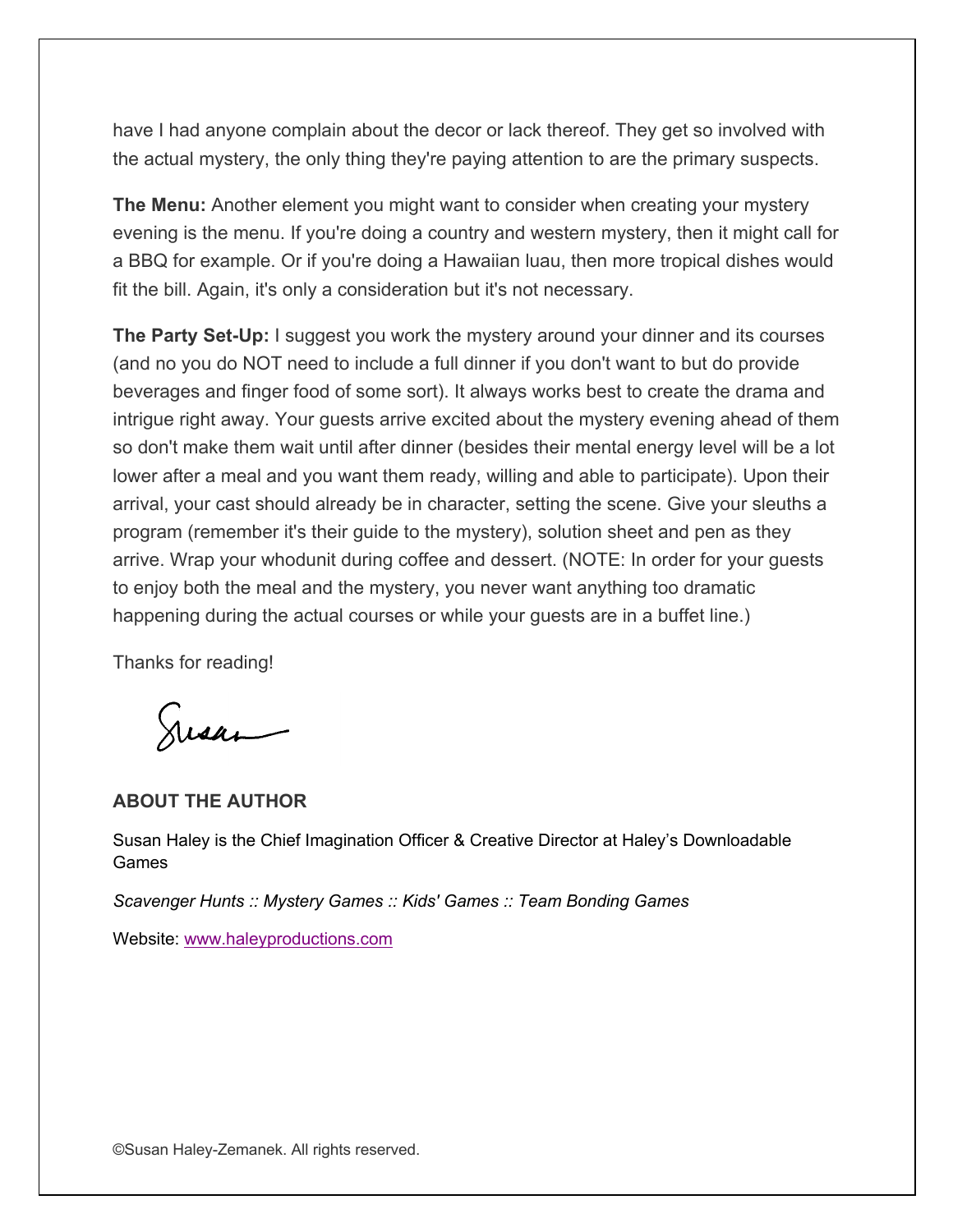have I had anyone complain about the decor or lack thereof. They get so involved with the actual mystery, the only thing they're paying attention to are the primary suspects.

**The Menu:** Another element you might want to consider when creating your mystery evening is the menu. If you're doing a country and western mystery, then it might call for a BBQ for example. Or if you're doing a Hawaiian luau, then more tropical dishes would fit the bill. Again, it's only a consideration but it's not necessary.

**The Party Set-Up:** I suggest you work the mystery around your dinner and its courses (and no you do NOT need to include a full dinner if you don't want to but do provide beverages and finger food of some sort). It always works best to create the drama and intrigue right away. Your guests arrive excited about the mystery evening ahead of them so don't make them wait until after dinner (besides their mental energy level will be a lot lower after a meal and you want them ready, willing and able to participate). Upon their arrival, your cast should already be in character, setting the scene. Give your sleuths a program (remember it's their guide to the mystery), solution sheet and pen as they arrive. Wrap your whodunit during coffee and dessert. (NOTE: In order for your guests to enjoy both the meal and the mystery, you never want anything too dramatic happening during the actual courses or while your guests are in a buffet line.)

Thanks for reading!

Susan

**ABOUT THE AUTHOR**

Susan Haley is the Chief Imagination Officer & Creative Director at Haley's Downloadable Games

*Scavenger Hunts :: Mystery Games :: Kids' Games :: Team Bonding Games*

Website: [www.haleyproductions.com](http://www.haleyproductions.com)

©Susan Haley-Zemanek. All rights reserved.